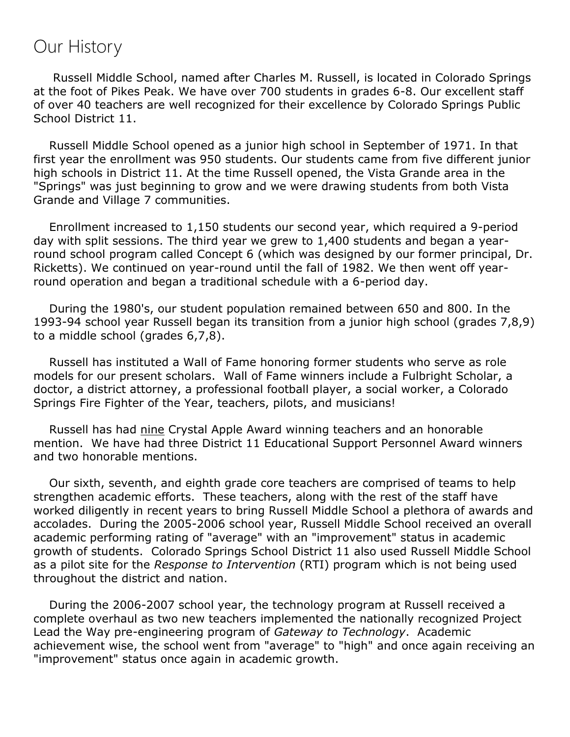# Our History

Russell Middle School, named after Charles M. Russell, is located in Colorado Springs at the foot of Pikes Peak. We have over 700 students in grades 6-8. Our excellent staff of over 40 teachers are well recognized for their excellence by Colorado Springs Public School District 11.

Russell Middle School opened as a junior high school in September of 1971. In that first year the enrollment was 950 students. Our students came from five different junior high schools in District 11. At the time Russell opened, the Vista Grande area in the "Springs" was just beginning to grow and we were drawing students from both Vista Grande and Village 7 communities.

Enrollment increased to 1,150 students our second year, which required a 9-period day with split sessions. The third year we grew to 1,400 students and began a year-round school program called Concept 6 (which was designed by our former principal, Dr. Ricketts). We continued on year-round until the fall of 1982. We then went off year-round operation and began a traditional schedule with a 6-period day.

During the 1980's, our student population remained between 650 and 800. In the 1993-94 school year Russell began its transition from a junior high school (grades 7,8,9) to a middle school (grades 6,7,8).

Russell has instituted a Wall of Fame honoring former students who serve as role models for our present scholars. Wall of Fame winners include a Fulbright Scholar, a doctor, a district attorney, a professional football player, a social worker, a Colorado Springs Fire Fighter of the Year, teachers, pilots, and musicians!

Russell has had <u>nine</u> Crystal Apple Award winning teachers and an honorable mention. We have had three District 11 Educational Support Personnel Award winners and two honorable mentions.

Our sixth, seventh, and eighth grade core teachers are comprised of teams to help strengthen academic efforts. These teachers, along with the rest of the staff have worked diligently in recent years to bring Russell Middle School a plethora of awards and accolades. During the 2005-2006 school year, Russell Middle School received an overall academic performing rating of "average" with an "improvement" status in academic growth of students. Colorado Springs School District 11 also used Russell Middle School as a pilot site for the *Response to Intervention* (RTI) program which is not being used throughout the district and nation.

During the 2006-2007 school year, the technology program at Russell received a complete overhaul as two new teachers implemented the nationally recognized Project Lead the Way pre-engineering program of *Gateway to Technology*. Academic achievement wise, the school went from "average" to "high" and once again receiving an "improvement" status once again in academic growth.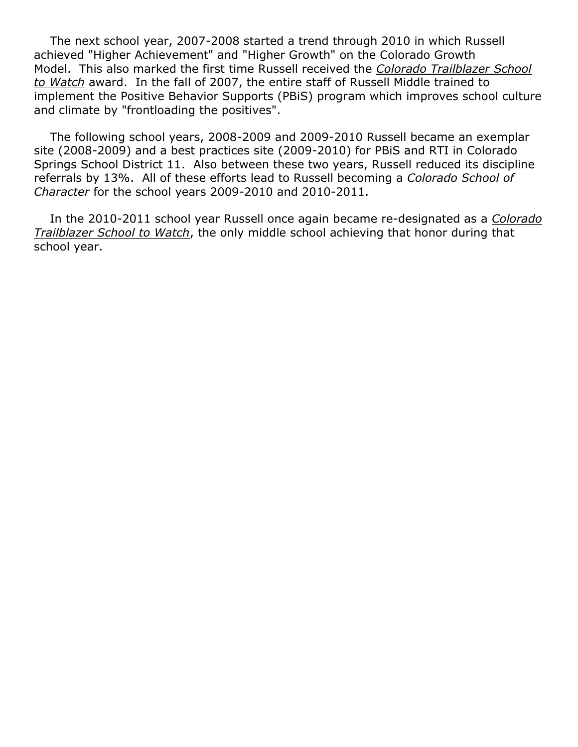The next school year, 2007-2008 started a trend through 2010 in which Russell achieved "Higher Achievement" and "Higher Growth" on the Colorado Growth Model. This also marked the first time Russell received the *Colorado Trailblazer School to Watch* award. In the fall of 2007, the entire staff of Russell Middle trained to implement the Positive Behavior Supports (PBiS) program which improves school culture and climate by "frontloading the positives".

The following school years, 2008-2009 and 2009-2010 Russell became an exemplar site (2008-2009) and a best practices site (2009-2010) for PBiS and RTI in Colorado Springs School District 11. Also between these two years, Russell reduced its discipline referrals by 13%. All of these efforts lead to Russell becoming a *Colorado School of Character* for the school years 2009-2010 and 2010-2011.

In the 2010-2011 school year Russell once again became re-designated as a *Colorado Trailblazer School to Watch*, the only middle school achieving that honor during that school year.